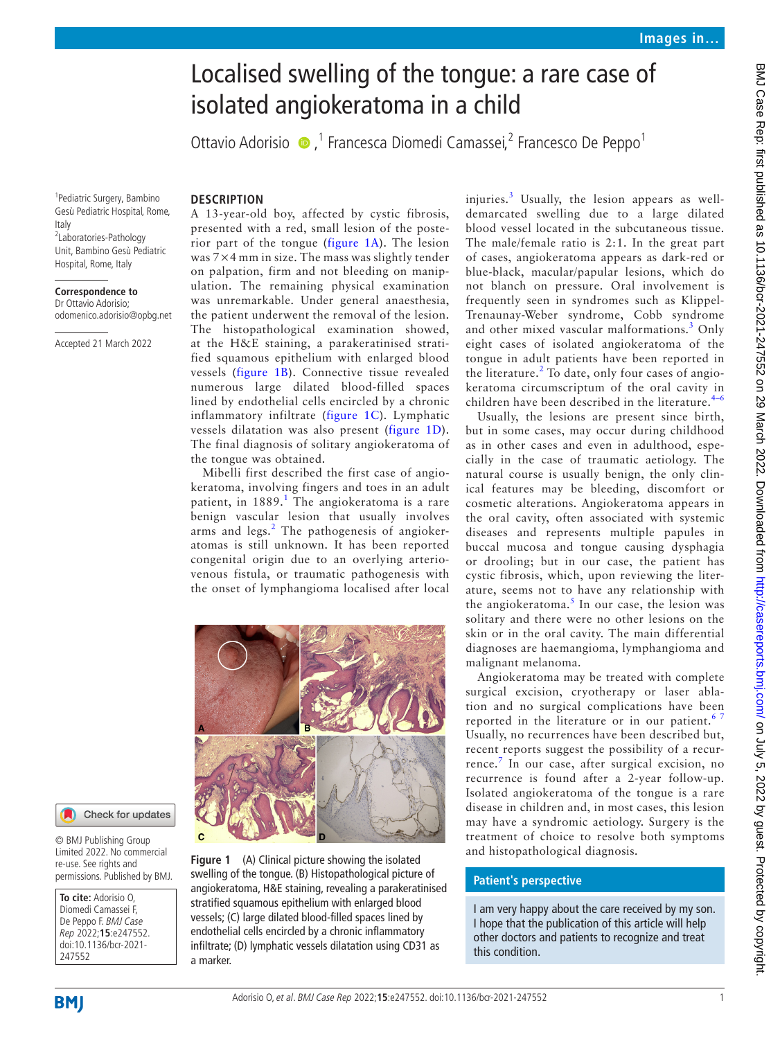# Localised swelling of the tongue: a rare case of isolated angiokeratoma in a child

Ottavio Adorisio,[1] Francesca Diomedi Camassei,[2] Francesco De Peppo[1]

[1]Pediatric Surgery, Bambino Gesù Pediatric Hospital, Rome, Italy
[2]Laboratories-Pathology Unit, Bambino Gesù Pediatric Hospital, Rome, Italy

**Correspondence to**
Dr Ottavio Adorisio; odomenico.adorisio@opbg.net

Accepted 21 March 2022

© BMJ Publishing Group Limited 2022. No commercial re-use. See rights and permissions. Published by BMJ.

**To cite:** Adorisio O, Diomedi Camassei F, De Peppo F. *BMJ Case Rep* 2022;**15**:e247552. doi:10.1136/bcr-2021-247552

## DESCRIPTION

A 13-year-old boy, affected by cystic fibrosis, presented with a red, small lesion of the posterior part of the tongue (figure 1A). The lesion was 7×4 mm in size. The mass was slightly tender on palpation, firm and not bleeding on manipulation. The remaining physical examination was unremarkable. Under general anaesthesia, the patient underwent the removal of the lesion. The histopathological examination showed, at the H&E staining, a parakeratinised stratified squamous epithelium with enlarged blood vessels (figure 1B). Connective tissue revealed numerous large dilated blood-filled spaces lined by endothelial cells encircled by a chronic inflammatory infiltrate (figure 1C). Lymphatic vessels dilatation was also present (figure 1D). The final diagnosis of solitary angiokeratoma of the tongue was obtained.

Mibelli first described the first case of angiokeratoma, involving fingers and toes in an adult patient, in 1889.[1] The angiokeratoma is a rare benign vascular lesion that usually involves arms and legs.[2] The pathogenesis of angiokeratomas is still unknown. It has been reported congenital origin due to an overlying arteriovenous fistula, or traumatic pathogenesis with the onset of lymphangioma localised after local injuries.[3] Usually, the lesion appears as well-demarcated swelling due to a large dilated blood vessel located in the subcutaneous tissue. The male/female ratio is 2:1. In the great part of cases, angiokeratoma appears as dark-red or blue-black, macular/papular lesions, which do not blanch on pressure. Oral involvement is frequently seen in syndromes such as Klippel-Trenaunay-Weber syndrome, Cobb syndrome and other mixed vascular malformations.[3] Only eight cases of isolated angiokeratoma of the tongue in adult patients have been reported in the literature.[2] To date, only four cases of angiokeratoma circumscriptum of the oral cavity in children have been described in the literature.[4–6]

Usually, the lesions are present since birth, but in some cases, may occur during childhood as in other cases and even in adulthood, especially in the case of traumatic aetiology. The natural course is usually benign, the only clinical features may be bleeding, discomfort or cosmetic alterations. Angiokeratoma appears in the oral cavity, often associated with systemic diseases and represents multiple papules in buccal mucosa and tongue causing dysphagia or drooling; but in our case, the patient has cystic fibrosis, which, upon reviewing the literature, seems not to have any relationship with the angiokeratoma.[5] In our case, the lesion was solitary and there were no other lesions on the skin or in the oral cavity. The main differential diagnoses are haemangioma, lymphangioma and malignant melanoma.

Angiokeratoma may be treated with complete surgical excision, cryotherapy or laser ablation and no surgical complications have been reported in the literature or in our patient.[6,7] Usually, no recurrences have been described but, recent reports suggest the possibility of a recurrence.[7] In our case, after surgical excision, no recurrence is found after a 2-year follow-up. Isolated angiokeratoma of the tongue is a rare disease in children and, in most cases, this lesion may have a syndromic aetiology. Surgery is the treatment of choice to resolve both symptoms and histopathological diagnosis.

Figure 1 (A) Clinical picture showing the isolated swelling of the tongue. (B) Histopathological picture of angiokeratoma, H&E staining, revealing a parakeratinised stratified squamous epithelium with enlarged blood vessels; (C) large dilated blood-filled spaces lined by endothelial cells encircled by a chronic inflammatory infiltrate; (D) lymphatic vessels dilatation using CD31 as a marker.

## Patient's perspective

I am very happy about the care received by my son. I hope that the publication of this article will help other doctors and patients to recognize and treat this condition.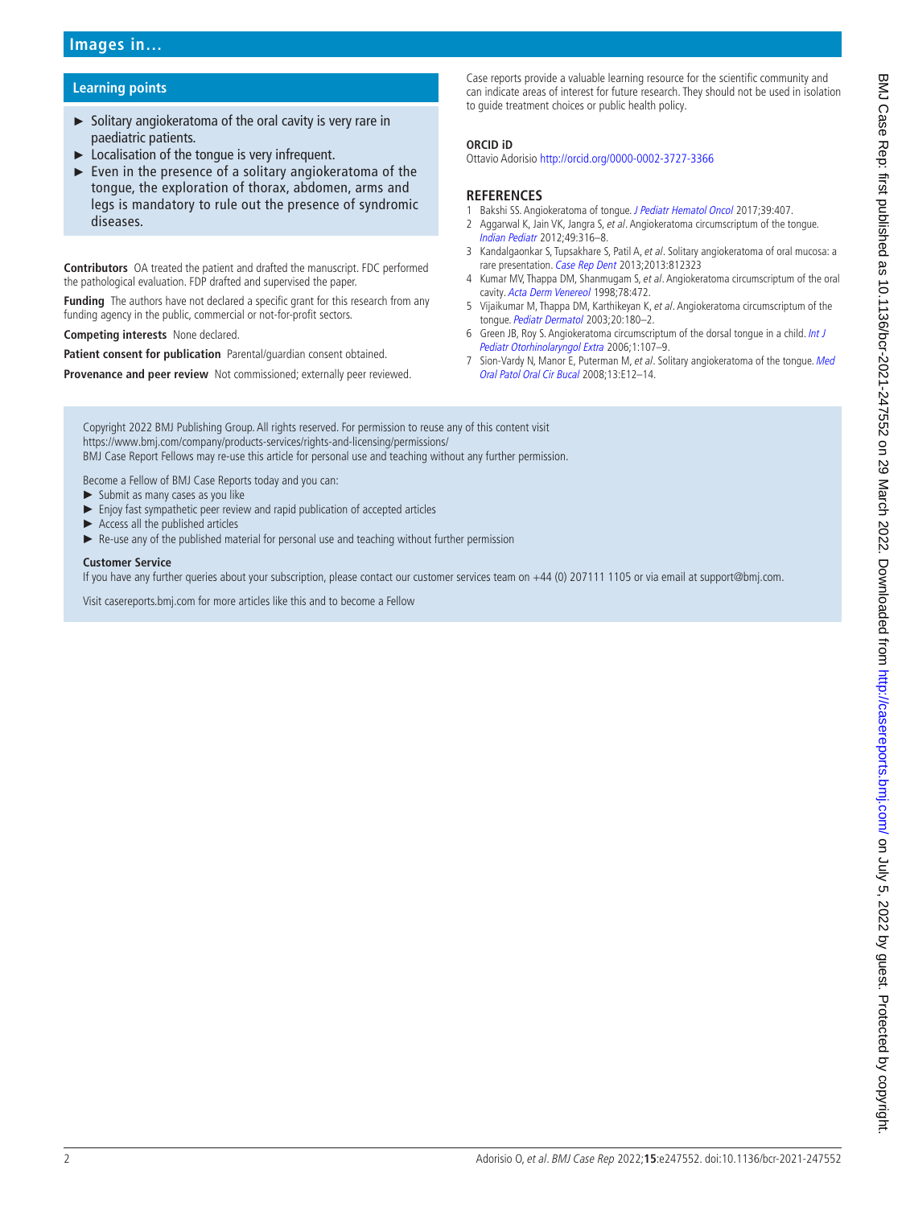## Learning points

- Solitary angiokeratoma of the oral cavity is very rare in paediatric patients.
- Localisation of the tongue is very infrequent.
- Even in the presence of a solitary angiokeratoma of the tongue, the exploration of thorax, abdomen, arms and legs is mandatory to rule out the presence of syndromic diseases.

**Contributors** OA treated the patient and drafted the manuscript. FDC performed the pathological evaluation. FDP drafted and supervised the paper.

**Funding** The authors have not declared a specific grant for this research from any funding agency in the public, commercial or not-for-profit sectors.

**Competing interests** None declared.

**Patient consent for publication** Parental/guardian consent obtained.

**Provenance and peer review** Not commissioned; externally peer reviewed.

Case reports provide a valuable learning resource for the scientific community and can indicate areas of interest for future research. They should not be used in isolation to guide treatment choices or public health policy.

**ORCID iD**

Ottavio Adorisio http://orcid.org/0000-0002-3727-3366

## REFERENCES

1. Bakshi SS. Angiokeratoma of tongue. *J Pediatr Hematol Oncol* 2017;39:407.
2. Aggarwal K, Jain VK, Jangra S, *et al*. Angiokeratoma circumscriptum of the tongue. *Indian Pediatr* 2012;49:316–8.
3. Kandalgaonkar S, Tupsakhare S, Patil A, *et al*. Solitary angiokeratoma of oral mucosa: a rare presentation. *Case Rep Dent* 2013;2013:812323
4. Kumar MV, Thappa DM, Shanmugam S, *et al*. Angiokeratoma circumscriptum of the oral cavity. *Acta Derm Venereol* 1998;78:472.
5. Vijaikumar M, Thappa DM, Karthikeyan K, *et al*. Angiokeratoma circumscriptum of the tongue. *Pediatr Dermatol* 2003;20:180–2.
6. Green JB, Roy S. Angiokeratoma circumscriptum of the dorsal tongue in a child. *Int J Pediatr Otorhinolaryngol Extra* 2006;1:107–9.
7. Sion-Vardy N, Manor E, Puterman M, *et al*. Solitary angiokeratoma of the tongue. *Med Oral Patol Oral Cir Bucal* 2008;13:E12–14.

Copyright 2022 BMJ Publishing Group. All rights reserved. For permission to reuse any of this content visit
https://www.bmj.com/company/products-services/rights-and-licensing/permissions/
BMJ Case Report Fellows may re-use this article for personal use and teaching without any further permission.

Become a Fellow of BMJ Case Reports today and you can:

- Submit as many cases as you like
- Enjoy fast sympathetic peer review and rapid publication of accepted articles
- Access all the published articles
- Re-use any of the published material for personal use and teaching without further permission

**Customer Service**

If you have any further queries about your subscription, please contact our customer services team on +44 (0) 207111 1105 or via email at support@bmj.com.

Visit casereports.bmj.com for more articles like this and to become a Fellow